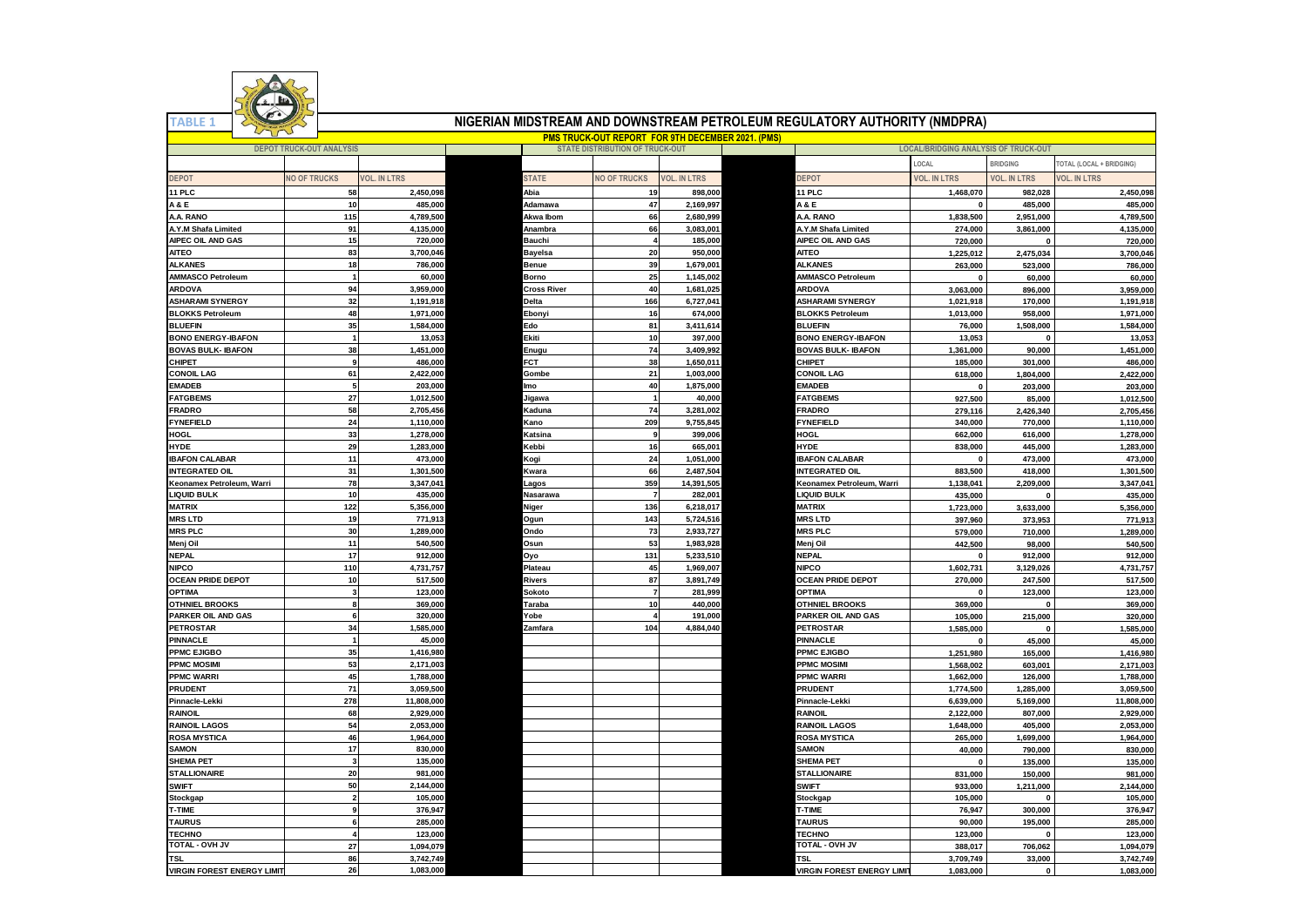TABLE 1

# NIGERIAN MIDSTREAM AND DOWNSTREAM PETROLEUM REGULATORY AUTHORITY (NMDPRA)

## PMS TRUCK-OUT REPORT FOR 9TH DECEMBER 2021. (PMS)

| DEPOT TRUCK-OUT ANALYSIS | | | STATE DISTRIBUTION OF TRUCK-OUT | | | LOCAL/BRIDGING ANALYSIS OF TRUCK-OUT | | | |
|---|---|---|---|---|---|---|---|---|---|
| | | | | | | | LOCAL | BRIDGING | TOTAL (LOCAL + BRIDGING) |
| DEPOT | NO OF TRUCKS | VOL. IN LTRS | STATE | NO OF TRUCKS | VOL. IN LTRS | DEPOT | VOL. IN LTRS | VOL. IN LTRS | VOL. IN LTRS |
| 11 PLC | 58 | 2,450,098 | Abia | 19 | 898,000 | 11 PLC | 1,468,070 | 982,028 | 2,450,098 |
| A & E | 10 | 485,000 | Adamawa | 47 | 2,169,997 | A & E | 0 | 485,000 | 485,000 |
| A.A. RANO | 115 | 4,789,500 | Akwa Ibom | 66 | 2,680,999 | A.A. RANO | 1,838,500 | 2,951,000 | 4,789,500 |
| A.Y.M Shafa Limited | 91 | 4,135,000 | Anambra | 66 | 3,083,001 | A.Y.M Shafa Limited | 274,000 | 3,861,000 | 4,135,000 |
| AIPEC OIL AND GAS | 15 | 720,000 | Bauchi | 4 | 185,000 | AIPEC OIL AND GAS | 720,000 | 0 | 720,000 |
| AITEO | 83 | 3,700,046 | Bayelsa | 20 | 950,000 | AITEO | 1,225,012 | 2,475,034 | 3,700,046 |
| ALKANES | 18 | 786,000 | Benue | 39 | 1,679,001 | ALKANES | 263,000 | 523,000 | 786,000 |
| AMMASCO Petroleum | 1 | 60,000 | Borno | 25 | 1,145,002 | AMMASCO Petroleum | 0 | 60,000 | 60,000 |
| ARDOVA | 94 | 3,959,000 | Cross River | 40 | 1,681,025 | ARDOVA | 3,063,000 | 896,000 | 3,959,000 |
| ASHARAMI SYNERGY | 32 | 1,191,918 | Delta | 166 | 6,727,041 | ASHARAMI SYNERGY | 1,021,918 | 170,000 | 1,191,918 |
| BLOKKS Petroleum | 48 | 1,971,000 | Ebonyi | 16 | 674,000 | BLOKKS Petroleum | 1,013,000 | 958,000 | 1,971,000 |
| BLUEFIN | 35 | 1,584,000 | Edo | 81 | 3,411,614 | BLUEFIN | 76,000 | 1,508,000 | 1,584,000 |
| BONO ENERGY-IBAFON | 1 | 13,053 | Ekiti | 10 | 397,000 | BONO ENERGY-IBAFON | 13,053 | 0 | 13,053 |
| BOVAS BULK- IBAFON | 38 | 1,451,000 | Enugu | 74 | 3,409,992 | BOVAS BULK- IBAFON | 1,361,000 | 90,000 | 1,451,000 |
| CHIPET | 9 | 486,000 | FCT | 38 | 1,650,011 | CHIPET | 185,000 | 301,000 | 486,000 |
| CONOIL LAG | 61 | 2,422,000 | Gombe | 21 | 1,003,000 | CONOIL LAG | 618,000 | 1,804,000 | 2,422,000 |
| EMADEB | 5 | 203,000 | Imo | 40 | 1,875,000 | EMADEB | 0 | 203,000 | 203,000 |
| FATGBEMS | 27 | 1,012,500 | Jigawa | 1 | 40,000 | FATGBEMS | 927,500 | 85,000 | 1,012,500 |
| FRADRO | 58 | 2,705,456 | Kaduna | 74 | 3,281,002 | FRADRO | 279,116 | 2,426,340 | 2,705,456 |
| FYNEFIELD | 24 | 1,110,000 | Kano | 209 | 9,755,845 | FYNEFIELD | 340,000 | 770,000 | 1,110,000 |
| HOGL | 33 | 1,278,000 | Katsina | 9 | 399,006 | HOGL | 662,000 | 616,000 | 1,278,000 |
| HYDE | 29 | 1,283,000 | Kebbi | 16 | 665,001 | HYDE | 838,000 | 445,000 | 1,283,000 |
| IBAFON CALABAR | 11 | 473,000 | Kogi | 24 | 1,051,000 | IBAFON CALABAR | 0 | 473,000 | 473,000 |
| INTEGRATED OIL | 31 | 1,301,500 | Kwara | 66 | 2,487,504 | INTEGRATED OIL | 883,500 | 418,000 | 1,301,500 |
| Keonamex Petroleum, Warri | 78 | 3,347,041 | Lagos | 359 | 14,391,505 | Keonamex Petroleum, Warri | 1,138,041 | 2,209,000 | 3,347,041 |
| LIQUID BULK | 10 | 435,000 | Nasarawa | 7 | 282,001 | LIQUID BULK | 435,000 | 0 | 435,000 |
| MATRIX | 122 | 5,356,000 | Niger | 136 | 6,218,017 | MATRIX | 1,723,000 | 3,633,000 | 5,356,000 |
| MRS LTD | 19 | 771,913 | Ogun | 143 | 5,724,516 | MRS LTD | 397,960 | 373,953 | 771,913 |
| MRS PLC | 30 | 1,289,000 | Ondo | 73 | 2,933,727 | MRS PLC | 579,000 | 710,000 | 1,289,000 |
| Menj Oil | 11 | 540,500 | Osun | 53 | 1,983,928 | Menj Oil | 442,500 | 98,000 | 540,500 |
| NEPAL | 17 | 912,000 | Oyo | 131 | 5,233,510 | NEPAL | 0 | 912,000 | 912,000 |
| NIPCO | 110 | 4,731,757 | Plateau | 45 | 1,969,007 | NIPCO | 1,602,731 | 3,129,026 | 4,731,757 |
| OCEAN PRIDE DEPOT | 10 | 517,500 | Rivers | 87 | 3,891,749 | OCEAN PRIDE DEPOT | 270,000 | 247,500 | 517,500 |
| OPTIMA | 3 | 123,000 | Sokoto | 7 | 281,999 | OPTIMA | 0 | 123,000 | 123,000 |
| OTHNIEL BROOKS | 8 | 369,000 | Taraba | 10 | 440,000 | OTHNIEL BROOKS | 369,000 | 0 | 369,000 |
| PARKER OIL AND GAS | 6 | 320,000 | Yobe | 4 | 191,000 | PARKER OIL AND GAS | 105,000 | 215,000 | 320,000 |
| PETROSTAR | 34 | 1,585,000 | Zamfara | 104 | 4,884,040 | PETROSTAR | 1,585,000 | 0 | 1,585,000 |
| PINNACLE | 1 | 45,000 | | | | PINNACLE | 0 | 45,000 | 45,000 |
| PPMC EJIGBO | 35 | 1,416,980 | | | | PPMC EJIGBO | 1,251,980 | 165,000 | 1,416,980 |
| PPMC MOSIMI | 53 | 2,171,003 | | | | PPMC MOSIMI | 1,568,002 | 603,001 | 2,171,003 |
| PPMC WARRI | 45 | 1,788,000 | | | | PPMC WARRI | 1,662,000 | 126,000 | 1,788,000 |
| PRUDENT | 71 | 3,059,500 | | | | PRUDENT | 1,774,500 | 1,285,000 | 3,059,500 |
| Pinnacle-Lekki | 278 | 11,808,000 | | | | Pinnacle-Lekki | 6,639,000 | 5,169,000 | 11,808,000 |
| RAINOIL | 68 | 2,929,000 | | | | RAINOIL | 2,122,000 | 807,000 | 2,929,000 |
| RAINOIL LAGOS | 54 | 2,053,000 | | | | RAINOIL LAGOS | 1,648,000 | 405,000 | 2,053,000 |
| ROSA MYSTICA | 46 | 1,964,000 | | | | ROSA MYSTICA | 265,000 | 1,699,000 | 1,964,000 |
| SAMON | 17 | 830,000 | | | | SAMON | 40,000 | 790,000 | 830,000 |
| SHEMA PET | 3 | 135,000 | | | | SHEMA PET | 0 | 135,000 | 135,000 |
| STALLIONAIRE | 20 | 981,000 | | | | STALLIONAIRE | 831,000 | 150,000 | 981,000 |
| SWIFT | 50 | 2,144,000 | | | | SWIFT | 933,000 | 1,211,000 | 2,144,000 |
| Stockgap | 2 | 105,000 | | | | Stockgap | 105,000 | 0 | 105,000 |
| T-TIME | 9 | 376,947 | | | | T-TIME | 76,947 | 300,000 | 376,947 |
| TAURUS | 6 | 285,000 | | | | TAURUS | 90,000 | 195,000 | 285,000 |
| TECHNO | 4 | 123,000 | | | | TECHNO | 123,000 | 0 | 123,000 |
| TOTAL - OVH JV | 27 | 1,094,079 | | | | TOTAL - OVH JV | 388,017 | 706,062 | 1,094,079 |
| TSL | 86 | 3,742,749 | | | | TSL | 3,709,749 | 33,000 | 3,742,749 |
| VIRGIN FOREST ENERGY LIMIT | 26 | 1,083,000 | | | | VIRGIN FOREST ENERGY LIMIT | 1,083,000 | 0 | 1,083,000 |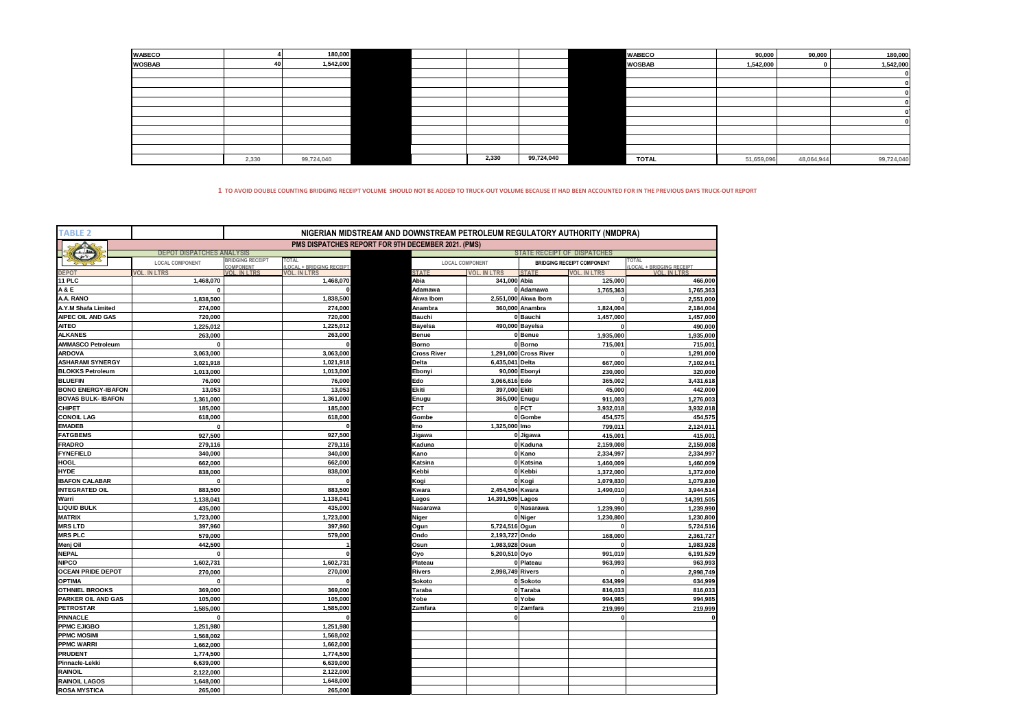| WABECO | 4 | 180,000 | | | | | | WABECO | 90,000 | 90,000 | 180,000 |
|---|---|---|---|---|---|---|---|---|---|---|---|
| WOSBAB | 40 | 1,542,000 | | | | | | WOSBAB | 1,542,000 | 0 | 1,542,000 |
| | | | | | | | | | | | 0 |
| | | | | | | | | | | | 0 |
| | | | | | | | | | | | 0 |
| | | | | | | | | | | | 0 |
| | | | | | | | | | | | 0 |
| | | | | | | | | | | | 0 |
| | | | | | | | | | | | |
| | | | | | | | | | | | |
| | | | | | | | | | | | |
| | 2,330 | 99,724,040 | | | 2,330 | 99,724,040 | | TOTAL | 51,659,096 | 48,064,944 | 99,724,040 |

**1 TO AVOID DOUBLE COUNTING BRIDGING RECEIPT VOLUME SHOULD NOT BE ADDED TO TRUCK-OUT VOLUME BECAUSE IT HAD BEEN ACCOUNTED FOR IN THE PREVIOUS DAYS TRUCK-OUT REPORT**

TABLE 2

**NIGERIAN MIDSTREAM AND DOWNSTREAM PETROLEUM REGULATORY AUTHORITY (NMDPRA)**

**PMS DISPATCHES REPORT FOR 9TH DECEMBER 2021. (PMS)**

| DEPOT DISPATCHES ANALYSIS | | | | | STATE RECEIPT OF DISPATCHES | | | | |
|---|---|---|---|---|---|---|---|---|---|
| | LOCAL COMPONENT | BRIDGING RECEIPT COMPONENT | TOTAL (LOCAL + BRIDGING RECEIPT | | LOCAL COMPONENT | | BRIDGING RECEIPT COMPONENT | | TOTAL (LOCAL + BRIDGING RECEIPT |
| DEPOT | VOL. IN LTRS | VOL. IN LTRS | VOL. IN LTRS | | STATE | VOL. IN LTRS | STATE | VOL. IN LTRS | VOL. IN LTRS |
| 11 PLC | 1,468,070 | | 1,468,070 | | Abia | 341,000 | Abia | 125,000 | 466,000 |
| A & E | 0 | | 0 | | Adamawa | 0 | Adamawa | 1,765,363 | 1,765,363 |
| A.A. RANO | 1,838,500 | | 1,838,500 | | Akwa Ibom | 2,551,000 | Akwa Ibom | 0 | 2,551,000 |
| A.Y.M Shafa Limited | 274,000 | | 274,000 | | Anambra | 360,000 | Anambra | 1,824,004 | 2,184,004 |
| AIPEC OIL AND GAS | 720,000 | | 720,000 | | Bauchi | 0 | Bauchi | 1,457,000 | 1,457,000 |
| AITEO | 1,225,012 | | 1,225,012 | | Bayelsa | 490,000 | Bayelsa | 0 | 490,000 |
| ALKANES | 263,000 | | 263,000 | | Benue | 0 | Benue | 1,935,000 | 1,935,000 |
| AMMASCO Petroleum | 0 | | 0 | | Borno | 0 | Borno | 715,001 | 715,001 |
| ARDOVA | 3,063,000 | | 3,063,000 | | Cross River | 1,291,000 | Cross River | 0 | 1,291,000 |
| ASHARAMI SYNERGY | 1,021,918 | | 1,021,918 | | Delta | 6,435,041 | Delta | 667,000 | 7,102,041 |
| BLOKKS Petroleum | 1,013,000 | | 1,013,000 | | Ebonyi | 90,000 | Ebonyi | 230,000 | 320,000 |
| BLUEFIN | 76,000 | | 76,000 | | Edo | 3,066,616 | Edo | 365,002 | 3,431,618 |
| BONO ENERGY-IBAFON | 13,053 | | 13,053 | | Ekiti | 397,000 | Ekiti | 45,000 | 442,000 |
| BOVAS BULK- IBAFON | 1,361,000 | | 1,361,000 | | Enugu | 365,000 | Enugu | 911,003 | 1,276,003 |
| CHIPET | 185,000 | | 185,000 | | FCT | 0 | FCT | 3,932,018 | 3,932,018 |
| CONOIL LAG | 618,000 | | 618,000 | | Gombe | 0 | Gombe | 454,575 | 454,575 |
| EMADEB | 0 | | 0 | | Imo | 1,325,000 | Imo | 799,011 | 2,124,011 |
| FATGBEMS | 927,500 | | 927,500 | | Jigawa | 0 | Jigawa | 415,001 | 415,001 |
| FRADRO | 279,116 | | 279,116 | | Kaduna | 0 | Kaduna | 2,159,008 | 2,159,008 |
| FYNEFIELD | 340,000 | | 340,000 | | Kano | 0 | Kano | 2,334,997 | 2,334,997 |
| HOGL | 662,000 | | 662,000 | | Katsina | 0 | Katsina | 1,460,009 | 1,460,009 |
| HYDE | 838,000 | | 838,000 | | Kebbi | 0 | Kebbi | 1,372,000 | 1,372,000 |
| IBAFON CALABAR | 0 | | 0 | | Kogi | 0 | Kogi | 1,079,830 | 1,079,830 |
| INTEGRATED OIL | 883,500 | | 883,500 | | Kwara | 2,454,504 | Kwara | 1,490,010 | 3,944,514 |
| Warri | 1,138,041 | | 1,138,041 | | Lagos | 14,391,505 | Lagos | 0 | 14,391,505 |
| LIQUID BULK | 435,000 | | 435,000 | | Nasarawa | 0 | Nasarawa | 1,239,990 | 1,239,990 |
| MATRIX | 1,723,000 | | 1,723,000 | | Niger | 0 | Niger | 1,230,800 | 1,230,800 |
| MRS LTD | 397,960 | | 397,960 | | Ogun | 5,724,516 | Ogun | 0 | 5,724,516 |
| MRS PLC | 579,000 | | 579,000 | | Ondo | 2,193,727 | Ondo | 168,000 | 2,361,727 |
| Menj Oil | 442,500 | | 1 | | Osun | 1,983,928 | Osun | 0 | 1,983,928 |
| NEPAL | 0 | | 0 | | Oyo | 5,200,510 | Oyo | 991,019 | 6,191,529 |
| NIPCO | 1,602,731 | | 1,602,731 | | Plateau | 0 | Plateau | 963,993 | 963,993 |
| OCEAN PRIDE DEPOT | 270,000 | | 270,000 | | Rivers | 2,998,749 | Rivers | 0 | 2,998,749 |
| OPTIMA | 0 | | 0 | | Sokoto | 0 | Sokoto | 634,999 | 634,999 |
| OTHNIEL BROOKS | 369,000 | | 369,000 | | Taraba | 0 | Taraba | 816,033 | 816,033 |
| PARKER OIL AND GAS | 105,000 | | 105,000 | | Yobe | 0 | Yobe | 994,985 | 994,985 |
| PETROSTAR | 1,585,000 | | 1,585,000 | | Zamfara | 0 | Zamfara | 219,999 | 219,999 |
| PINNACLE | 0 | | 0 | | | 0 | | 0 | 0 |
| PPMC EJIGBO | 1,251,980 | | 1,251,980 | | | | | | |
| PPMC MOSIMI | 1,568,002 | | 1,568,002 | | | | | | |
| PPMC WARRI | 1,662,000 | | 1,662,000 | | | | | | |
| PRUDENT | 1,774,500 | | 1,774,500 | | | | | | |
| Pinnacle-Lekki | 6,639,000 | | 6,639,000 | | | | | | |
| RAINOIL | 2,122,000 | | 2,122,000 | | | | | | |
| RAINOIL LAGOS | 1,648,000 | | 1,648,000 | | | | | | |
| ROSA MYSTICA | 265,000 | | 265,000 | | | | | | |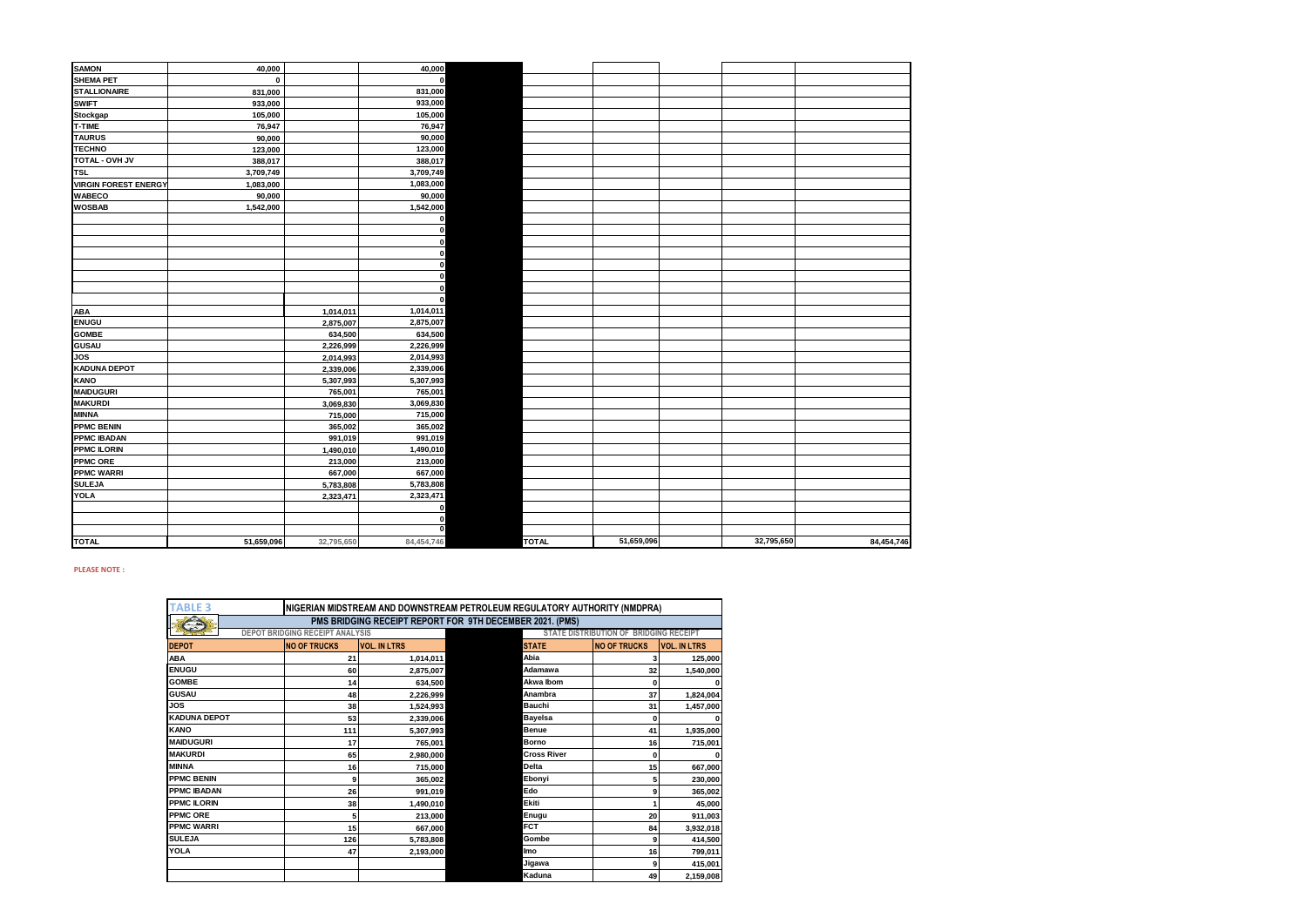| | | | | | | | | | |
|---|---|---|---|---|---|---|---|---|---|
| SAMON | 40,000 | | 40,000 | | | | | | |
| SHEMA PET | 0 | | 0 | | | | | | |
| STALLIONAIRE | 831,000 | | 831,000 | | | | | | |
| SWIFT | 933,000 | | 933,000 | | | | | | |
| Stockgap | 105,000 | | 105,000 | | | | | | |
| T-TIME | 76,947 | | 76,947 | | | | | | |
| TAURUS | 90,000 | | 90,000 | | | | | | |
| TECHNO | 123,000 | | 123,000 | | | | | | |
| TOTAL - OVH JV | 388,017 | | 388,017 | | | | | | |
| TSL | 3,709,749 | | 3,709,749 | | | | | | |
| VIRGIN FOREST ENERGY | 1,083,000 | | 1,083,000 | | | | | | |
| WABECO | 90,000 | | 90,000 | | | | | | |
| WOSBAB | 1,542,000 | | 1,542,000 | | | | | | |
| | | | 0 | | | | | | |
| | | | 0 | | | | | | |
| | | | 0 | | | | | | |
| | | | 0 | | | | | | |
| | | | 0 | | | | | | |
| | | | 0 | | | | | | |
| | | | 0 | | | | | | |
| | | | 0 | | | | | | |
| ABA | | 1,014,011 | 1,014,011 | | | | | | |
| ENUGU | | 2,875,007 | 2,875,007 | | | | | | |
| GOMBE | | 634,500 | 634,500 | | | | | | |
| GUSAU | | 2,226,999 | 2,226,999 | | | | | | |
| JOS | | 2,014,993 | 2,014,993 | | | | | | |
| KADUNA DEPOT | | 2,339,006 | 2,339,006 | | | | | | |
| KANO | | 5,307,993 | 5,307,993 | | | | | | |
| MAIDUGURI | | 765,001 | 765,001 | | | | | | |
| MAKURDI | | 3,069,830 | 3,069,830 | | | | | | |
| MINNA | | 715,000 | 715,000 | | | | | | |
| PPMC BENIN | | 365,002 | 365,002 | | | | | | |
| PPMC IBADAN | | 991,019 | 991,019 | | | | | | |
| PPMC ILORIN | | 1,490,010 | 1,490,010 | | | | | | |
| PPMC ORE | | 213,000 | 213,000 | | | | | | |
| PPMC WARRI | | 667,000 | 667,000 | | | | | | |
| SULEJA | | 5,783,808 | 5,783,808 | | | | | | |
| YOLA | | 2,323,471 | 2,323,471 | | | | | | |
| | | | 0 | | | | | | |
| | | | 0 | | | | | | |
| | | | 0 | | | | | | |
| TOTAL | 51,659,096 | 32,795,650 | 84,454,746 | | TOTAL | 51,659,096 | | 32,795,650 | 84,454,746 |

PLEASE NOTE :

| TABLE 3 | NIGERIAN MIDSTREAM AND DOWNSTREAM PETROLEUM REGULATORY AUTHORITY (NMDPRA) | | | | | |
|---|---|---|---|---|---|---|
| | PMS BRIDGING RECEIPT REPORT FOR 9TH DECEMBER 2021. (PMS) | | | | | |
| | DEPOT BRIDGING RECEIPT ANALYSIS | | | STATE DISTRIBUTION OF BRIDGING RECEIPT | | |
| DEPOT | NO OF TRUCKS | VOL. IN LTRS | | STATE | NO OF TRUCKS | VOL. IN LTRS |
| ABA | 21 | 1,014,011 | | Abia | 3 | 125,000 |
| ENUGU | 60 | 2,875,007 | | Adamawa | 32 | 1,540,000 |
| GOMBE | 14 | 634,500 | | Akwa Ibom | 0 | 0 |
| GUSAU | 48 | 2,226,999 | | Anambra | 37 | 1,824,004 |
| JOS | 38 | 1,524,993 | | Bauchi | 31 | 1,457,000 |
| KADUNA DEPOT | 53 | 2,339,006 | | Bayelsa | 0 | 0 |
| KANO | 111 | 5,307,993 | | Benue | 41 | 1,935,000 |
| MAIDUGURI | 17 | 765,001 | | Borno | 16 | 715,001 |
| MAKURDI | 65 | 2,980,000 | | Cross River | 0 | 0 |
| MINNA | 16 | 715,000 | | Delta | 15 | 667,000 |
| PPMC BENIN | 9 | 365,002 | | Ebonyi | 5 | 230,000 |
| PPMC IBADAN | 26 | 991,019 | | Edo | 9 | 365,002 |
| PPMC ILORIN | 38 | 1,490,010 | | Ekiti | 1 | 45,000 |
| PPMC ORE | 5 | 213,000 | | Enugu | 20 | 911,003 |
| PPMC WARRI | 15 | 667,000 | | FCT | 84 | 3,932,018 |
| SULEJA | 126 | 5,783,808 | | Gombe | 9 | 414,500 |
| YOLA | 47 | 2,193,000 | | Imo | 16 | 799,011 |
| | | | | Jigawa | 9 | 415,001 |
| | | | | Kaduna | 49 | 2,159,008 |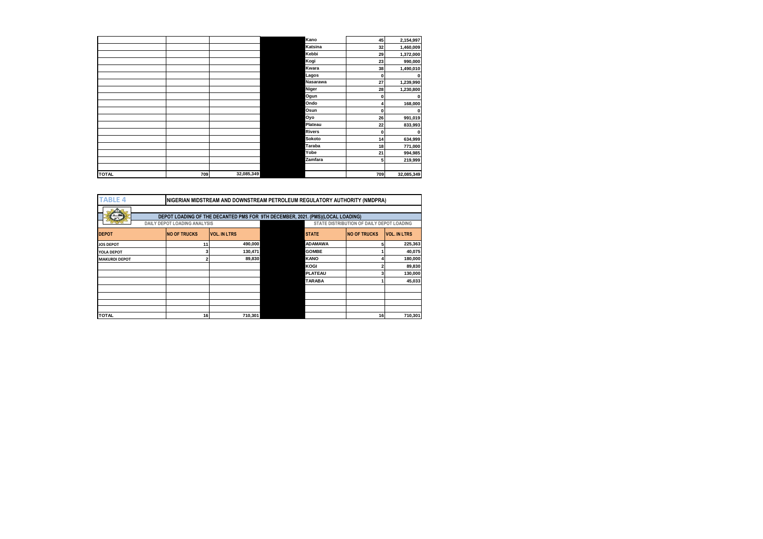| | | | | | | |
|---|---|---|---|---|---|---|
| | | | | Kano | 45 | 2,154,997 |
| | | | | Katsina | 32 | 1,460,009 |
| | | | | Kebbi | 29 | 1,372,000 |
| | | | | Kogi | 23 | 990,000 |
| | | | | Kwara | 38 | 1,490,010 |
| | | | | Lagos | 0 | 0 |
| | | | | Nasarawa | 27 | 1,239,990 |
| | | | | Niger | 28 | 1,230,800 |
| | | | | Ogun | 0 | 0 |
| | | | | Ondo | 4 | 168,000 |
| | | | | Osun | 0 | 0 |
| | | | | Oyo | 26 | 991,019 |
| | | | | Plateau | 22 | 833,993 |
| | | | | Rivers | 0 | 0 |
| | | | | Sokoto | 14 | 634,999 |
| | | | | Taraba | 18 | 771,000 |
| | | | | Yobe | 21 | 994,985 |
| | | | | Zamfara | 5 | 219,999 |
| | | | | | | |
| TOTAL | 709 | 32,085,349 | | | 709 | 32,085,349 |

## TABLE 4

**NIGERIAN MIDSTREAM AND DOWNSTREAM PETROLEUM REGULATORY AUTHORITY (NMDPRA)**

**DEPOT LOADING OF THE DECANTED PMS FOR 9TH DECEMBER, 2021. (PMS)(LOCAL LOADING)**

| DAILY DEPOT LOADING ANALYSIS | | | | STATE DISTRIBUTION OF DAILY DEPOT LOADING | | |
|---|---|---|---|---|---|---|
| DEPOT | NO OF TRUCKS | VOL. IN LTRS | | STATE | NO OF TRUCKS | VOL. IN LTRS |
| JOS DEPOT | 11 | 490,000 | | ADAMAWA | 5 | 225,363 |
| YOLA DEPOT | 3 | 130,471 | | GOMBE | 1 | 40,075 |
| MAKURDI DEPOT | 2 | 89,830 | | KANO | 4 | 180,000 |
| | | | | KOGI | 2 | 89,830 |
| | | | | PLATEAU | 3 | 130,000 |
| | | | | TARABA | 1 | 45,033 |
| | | | | | | |
| | | | | | | |
| | | | | | | |
| | | | | | | |
| TOTAL | 16 | 710,301 | | | 16 | 710,301 |